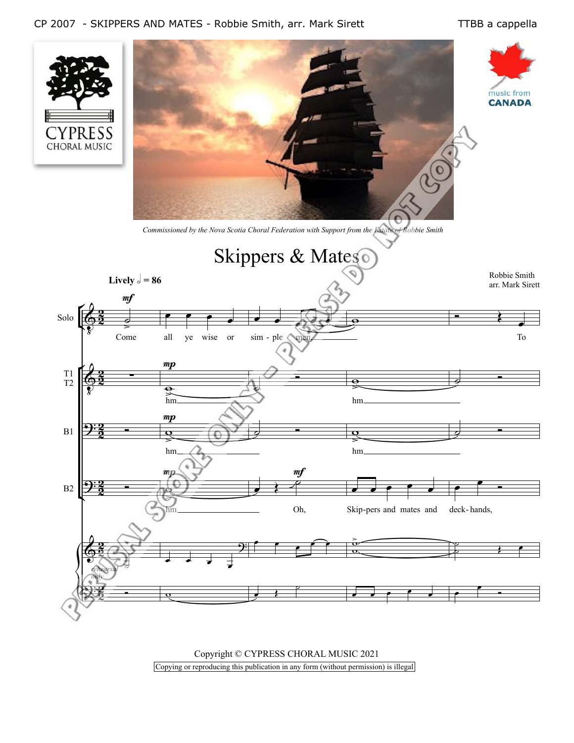CP 2007 - SKIPPERS AND MATES - Robbie Smith, arr. Mark Sirett

TTBB a cappella

CYPRESS CHORAL MUSIC

music from CANADA

*Commissioned by the Nova Scotia Choral Federation with Support from the Estate of Robbie Smith*

# Skippers & Mates

**Lively** ♩ = 86

Robbie Smith
arr. Mark Sirett

Copyright © CYPRESS CHORAL MUSIC 2021

Copying or reproducing this publication in any form (without permission) is illegal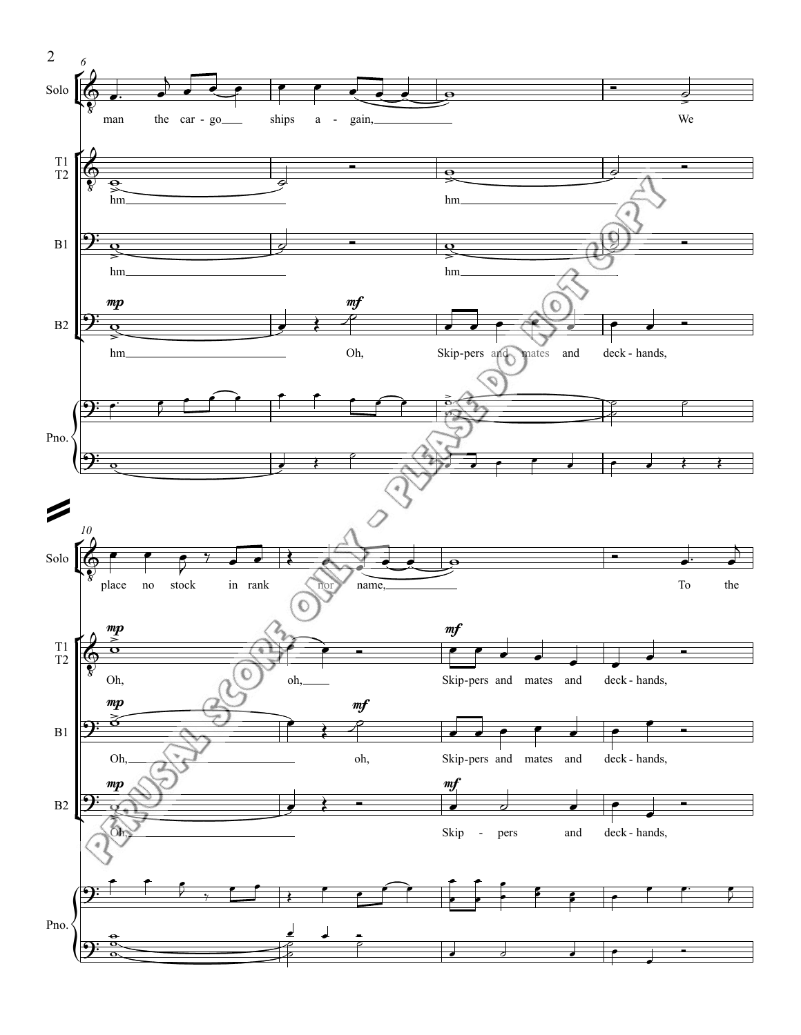Solo: man the car - go ships a - gain, We

T1 T2: hm hm

B1: hm hm

B2: *mp* hm *mf* Oh, Skip-pers and mates and deck - hands,

Pno.

Solo: place no stock in rank nor name, To the

T1 T2: *mp* Oh, oh, *mf* Skip-pers and mates and deck - hands,

B1: *mp* Oh, *mf* oh, Skip-pers and mates and deck - hands,

B2: *mp* Oh, *mf* Skip - pers and deck - hands,

Pno.

PERUSAL SCORE ONLY - PLEASE DO NOT COPY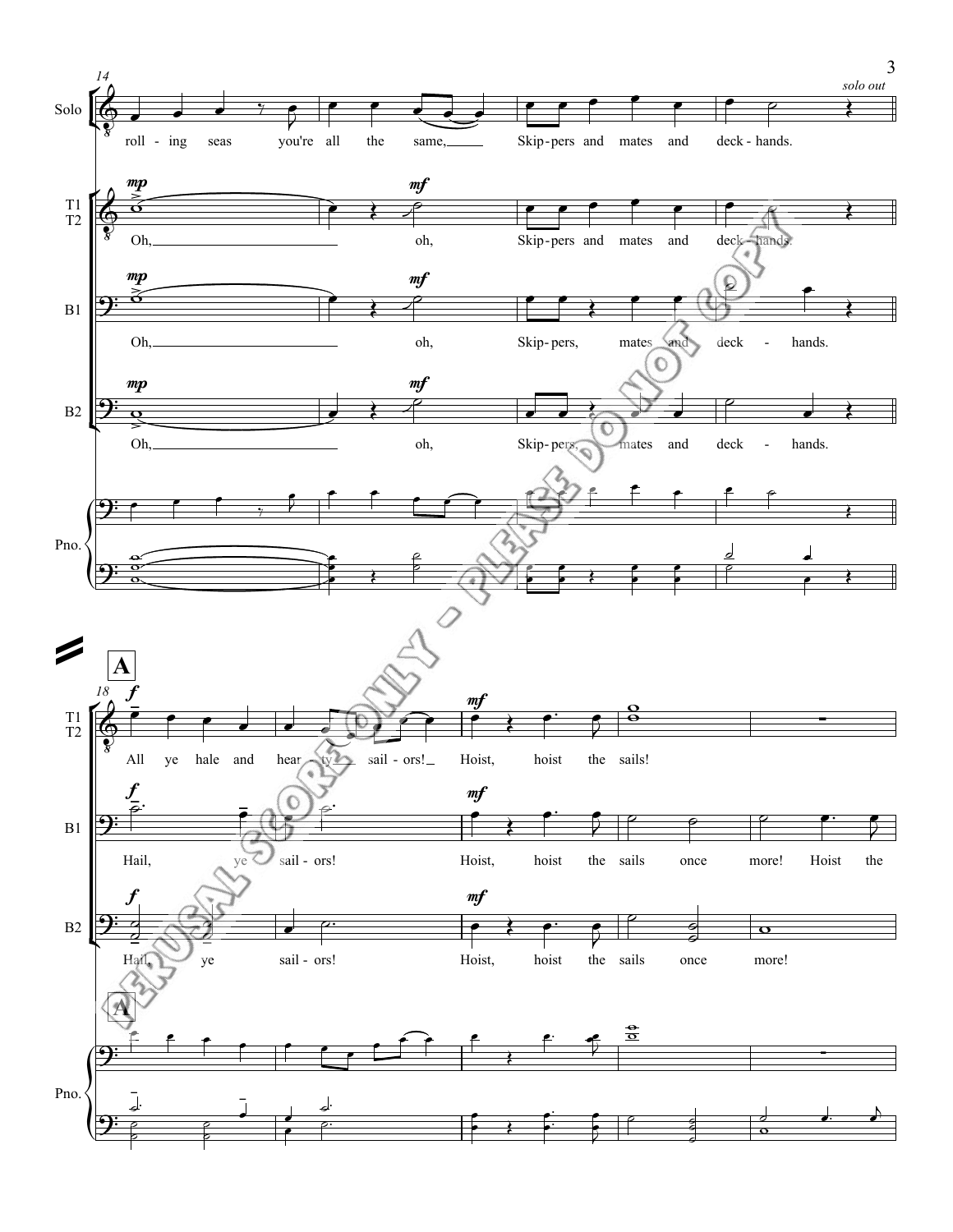**Solo** (m. 14): roll - ing seas you're all the same, Skip - pers and mates and deck - hands. *solo out*

**T1 T2**: *mp* Oh, *mf* oh, Skip - pers and mates and deck - hands.

**B1**: *mp* Oh, *mf* oh, Skip - pers, mates and deck - hands.

**B2**: *mp* Oh, *mf* oh, Skip - pers, mates and deck - hands.

**Pno.**

**A**

**T1 T2** (m. 18): *f* All ye hale and hear - ty sail - ors! *mf* Hoist, hoist the sails!

**B1**: *f* Hail, ye sail - ors! *mf* Hoist, hoist the sails once more! Hoist the

**B2**: *f* Hail, ye sail - ors! *mf* Hoist, hoist the sails once more!

**Pno.**

PERUSAL SCORE ONLY - PLEASE DO NOT COPY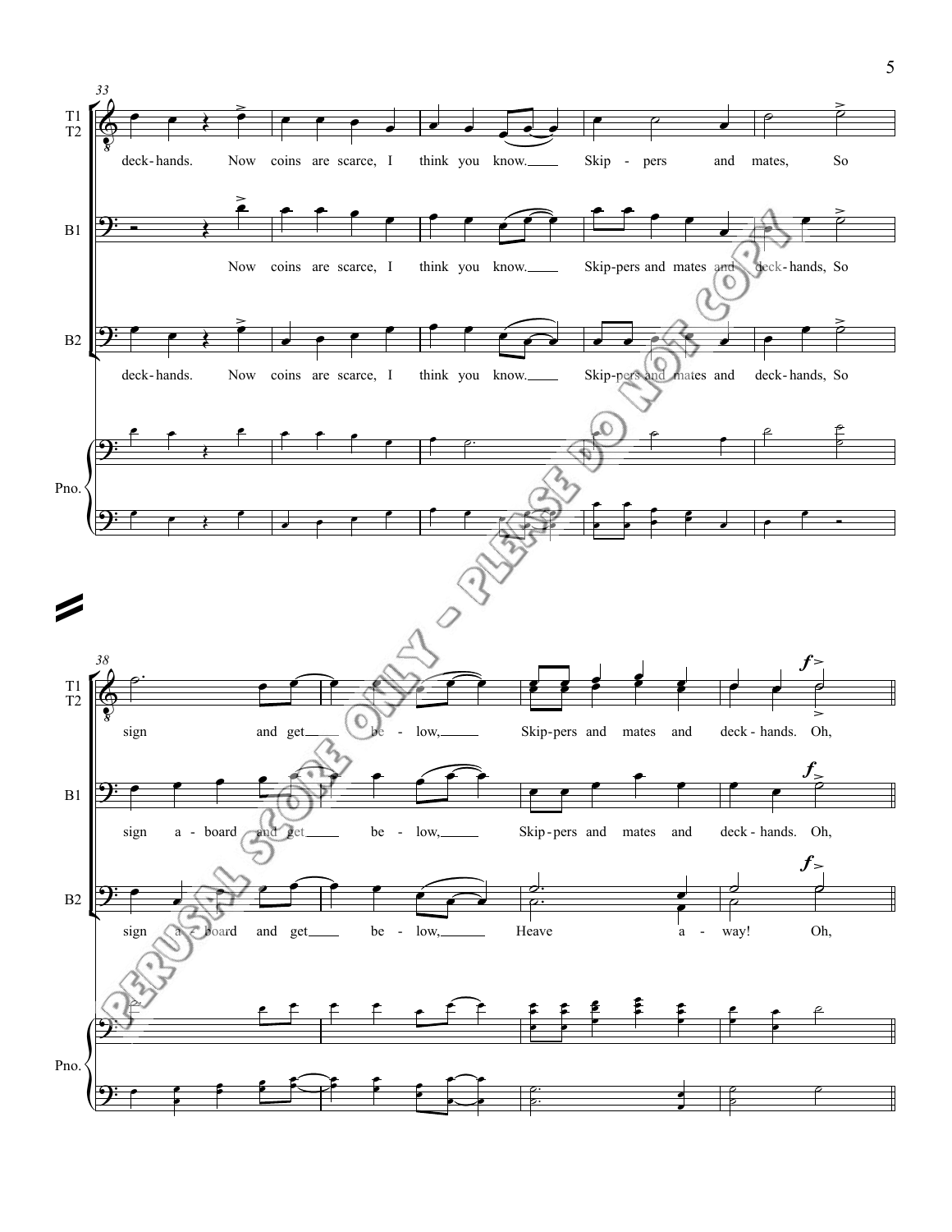**33**

T1 T2: deck-hands. Now coins are scarce, I think you know. Skip - pers and mates, So

B1: Now coins are scarce, I think you know. Skip-pers and mates and deck-hands, So

B2: deck-hands. Now coins are scarce, I think you know. Skip-pers and mates and deck-hands, So

Pno.

**38**

T1 T2: sign and get be - low, Skip-pers and mates and deck - hands. Oh,

B1: sign a - board and get be - low, Skip - pers and mates and deck - hands. Oh,

B2: sign a - board and get be - low, Heave a - way! Oh,

Pno.

PERUSAL SCORE ONLY - PLEASE DO NOT COPY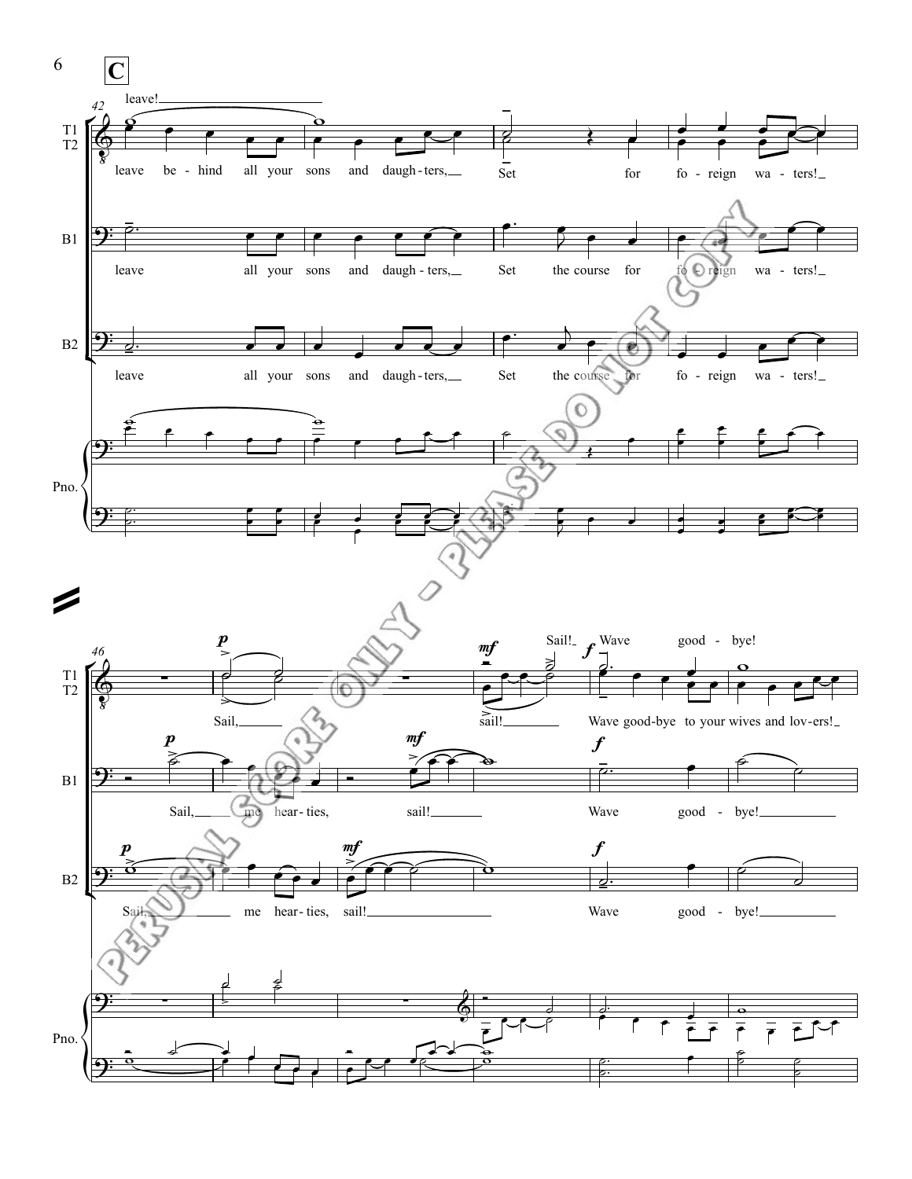**C**

42

T1 T2: leave! leave be - hind all your sons and daugh - ters, Set for fo - reign wa - ters!

B1: leave all your sons and daugh - ters, Set the course for fo - reign wa - ters!

B2: leave all your sons and daugh - ters, Set the course for fo - reign wa - ters!

Pno.

46

T1 T2: *p* Sail, *mf* sail! Sail! *f* Wave good - bye! Wave good-bye to your wives and lov - ers!

B1: *p* Sail, me hear - ties, *mf* sail! *f* Wave good - bye!

B2: *p* Sail, me hear - ties, *mf* sail! *f* Wave good - bye!

Pno.

PERUSAL SCORE ONLY - PLEASE DO NOT COPY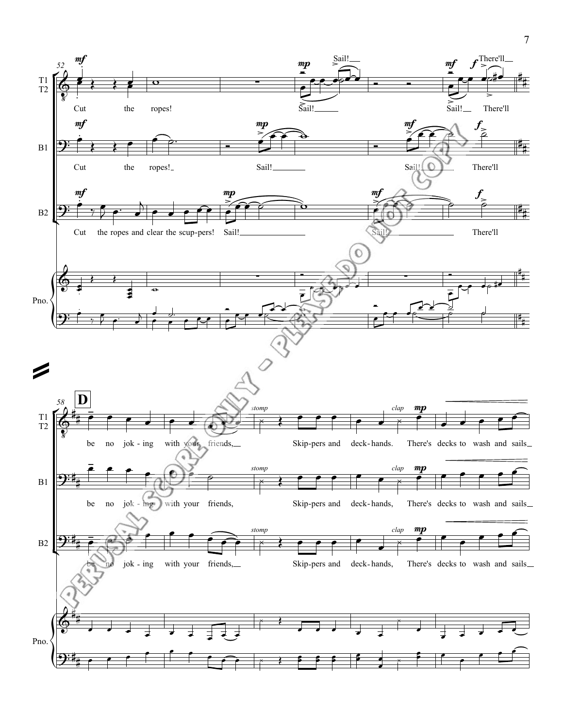52

T1 T2: *mf* Cut the ropes! *mp* Sail! *mf* Sail! *f* There'll

B1: *mf* Cut the ropes! *mp* Sail! *mf* Sail! *f* There'll

B2: *mf* Cut the ropes and clear the scup-pers! *mp* Sail! *mf* Sail! *f* There'll

Pno.

PERUSAL SCORE ONLY - PLEASE DO NOT COPY

58 **D**

T1 T2: be no jok-ing with your friends, *stomp* Skip-pers and deck-hands. *clap* *mp* There's decks to wash and sails

B1: be no jok-ing with your friends, *stomp* Skip-pers and deck-hands, *clap* *mp* There's decks to wash and sails

B2: be no jok-ing with your friends, *stomp* Skip-pers and deck-hands, *clap* *mp* There's decks to wash and sails

Pno.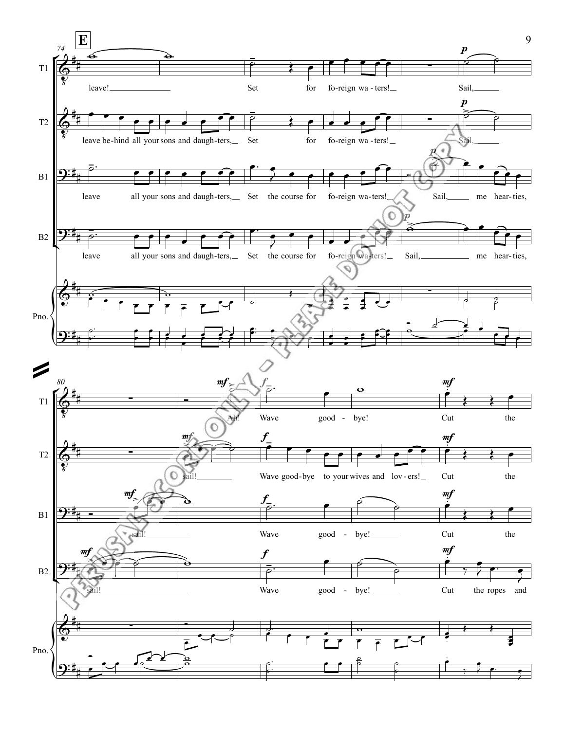**E**

74

T1: leave! Set for fo-reign wa-ters! Sail,

T2: leave be-hind all your sons and daugh-ters, Set for fo-reign wa-ters! Sail,

B1: leave all your sons and daugh-ters, Set the course for fo-reign wa-ters! Sail, me hear-ties,

B2: leave all your sons and daugh-ters, Set the course for fo-reign wa-ters! Sail, me hear-ties,

Pno.

80

T1: Ah! Wave good - bye! Cut the

T2: sail! Wave good-bye to your wives and lov-ers! Cut the

B1: sail! Wave good - bye! Cut the

B2: sail! Wave good - bye! Cut the ropes and

Pno.

PERUSAL SCORE ONLY - PLEASE DO NOT COPY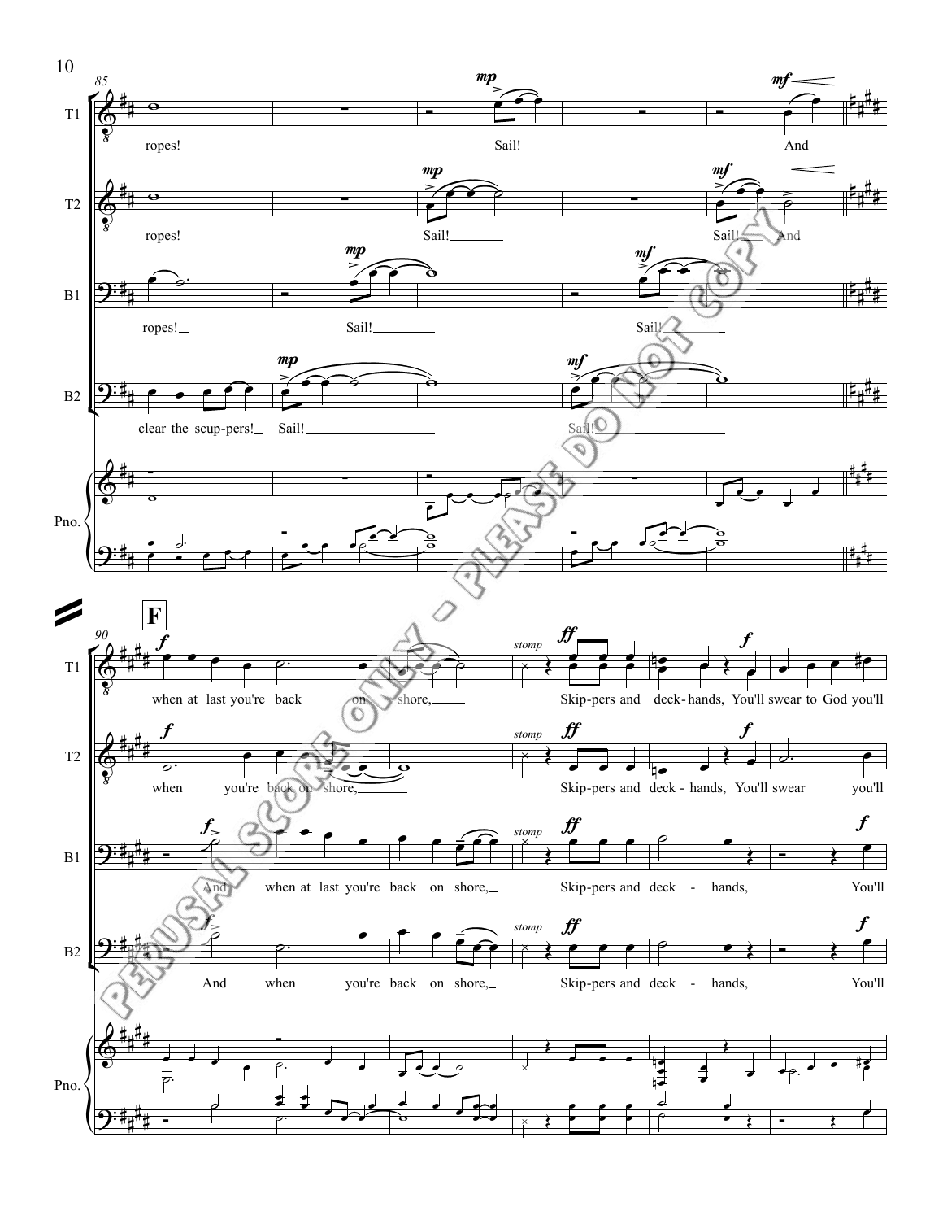85

T1: ropes! Sail! And

T2: ropes! Sail! Sail! And

B1: ropes! Sail! Sail!

B2: clear the scup-pers! Sail! Sail!

Pno.

**F**

90

T1: when at last you're back on shore, *stomp* Skip-pers and deck-hands, You'll swear to God you'll

T2: when you're back on shore, *stomp* Skip-pers and deck-hands, You'll swear you'll

B1: And when at last you're back on shore, *stomp* Skip-pers and deck - hands, You'll

B2: And when you're back on shore, *stomp* Skip-pers and deck - hands, You'll

Pno.

PERUSAL SCORE ONLY - PLEASE DO NOT COPY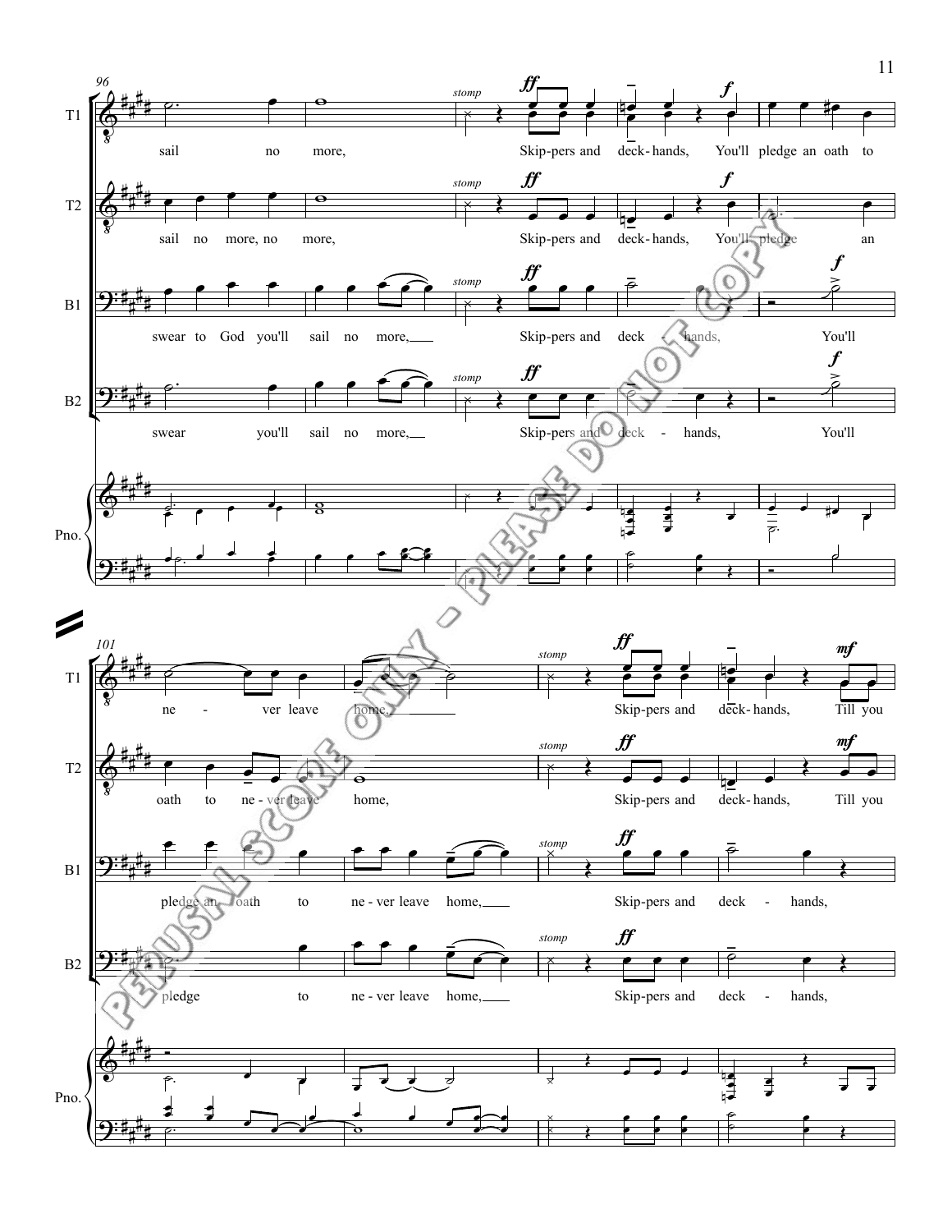96

T1: sail no more, *stomp* **ff** Skip-pers and deck-hands, **f** You'll pledge an oath to

T2: sail no more, no more, *stomp* **ff** Skip-pers and deck-hands, **f** You'll pledge an

B1: swear to God you'll sail no more, *stomp* **ff** Skip-pers and deck - hands, **f** You'll

B2: swear you'll sail no more, *stomp* **ff** Skip-pers and deck - hands, **f** You'll

Pno.

101

T1: ne - ver leave home, *stomp* **ff** Skip-pers and deck-hands, **mf** Till you

T2: oath to ne - ver leave home, *stomp* **ff** Skip-pers and deck-hands, **mf** Till you

B1: pledge an oath to ne - ver leave home, *stomp* **ff** Skip-pers and deck - hands,

B2: pledge to ne - ver leave home, *stomp* **ff** Skip-pers and deck - hands,

Pno.

PERUSAL SCORE ONLY - PLEASE DO NOT COPY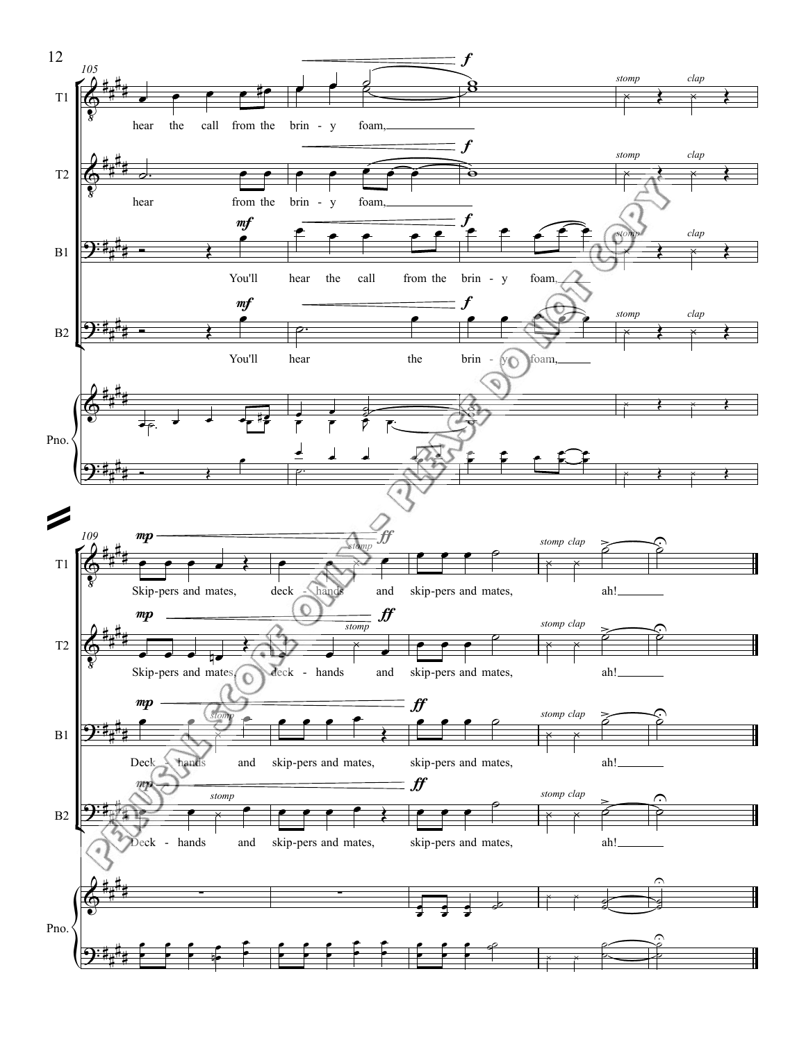T1: hear the call from the brin - y foam,

T2: hear from the brin - y foam,

B1: You'll hear the call from the brin - y foam,

B2: You'll hear the brin - y foam,

T1: Skip-pers and mates, deck - hands and skip-pers and mates, ah!

T2: Skip-pers and mates, deck - hands and skip-pers and mates, ah!

B1: Deck - hands and skip-pers and mates, skip-pers and mates, ah!

B2: Deck - hands and skip-pers and mates, skip-pers and mates, ah!